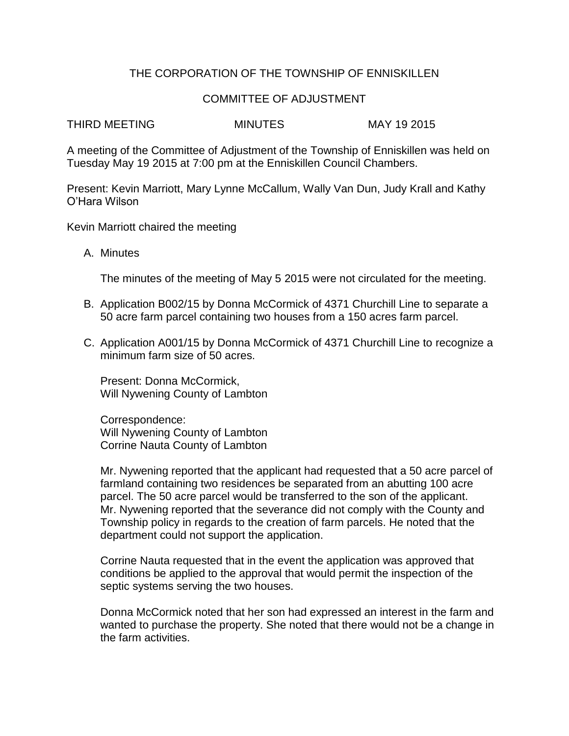# THE CORPORATION OF THE TOWNSHIP OF ENNISKILLEN

## COMMITTEE OF ADJUSTMENT

THIRD MEETING MINUTES MAY 19 2015

A meeting of the Committee of Adjustment of the Township of Enniskillen was held on Tuesday May 19 2015 at 7:00 pm at the Enniskillen Council Chambers.

Present: Kevin Marriott, Mary Lynne McCallum, Wally Van Dun, Judy Krall and Kathy O'Hara Wilson

Kevin Marriott chaired the meeting

A. Minutes

   The minutes of the meeting of May 5 2015 were not circulated for the meeting.

B. Application B002/15 by Donna McCormick of 4371 Churchill Line to separate a 50 acre farm parcel containing two houses from a 150 acres farm parcel.

C. Application A001/15 by Donna McCormick of 4371 Churchill Line to recognize a minimum farm size of 50 acres.

   Present: Donna McCormick,
   Will Nywening County of Lambton

   Correspondence:
   Will Nywening County of Lambton
   Corrine Nauta County of Lambton

   Mr. Nywening reported that the applicant had requested that a 50 acre parcel of farmland containing two residences be separated from an abutting 100 acre parcel. The 50 acre parcel would be transferred to the son of the applicant. Mr. Nywening reported that the severance did not comply with the County and Township policy in regards to the creation of farm parcels. He noted that the department could not support the application.

   Corrine Nauta requested that in the event the application was approved that conditions be applied to the approval that would permit the inspection of the septic systems serving the two houses.

   Donna McCormick noted that her son had expressed an interest in the farm and wanted to purchase the property. She noted that there would not be a change in the farm activities.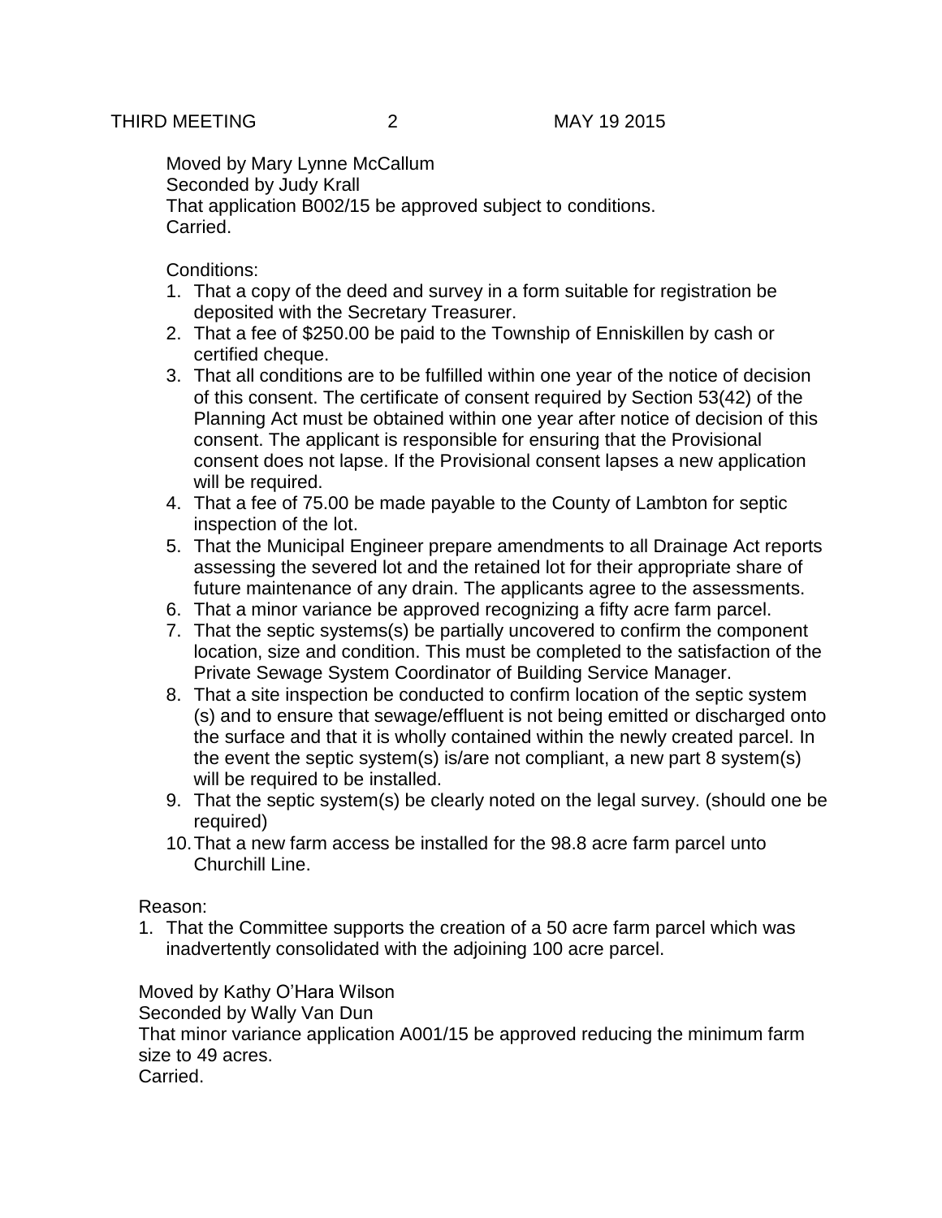Moved by Mary Lynne McCallum
Seconded by Judy Krall
That application B002/15 be approved subject to conditions.
Carried.

Conditions:

1. That a copy of the deed and survey in a form suitable for registration be deposited with the Secretary Treasurer.
2. That a fee of $250.00 be paid to the Township of Enniskillen by cash or certified cheque.
3. That all conditions are to be fulfilled within one year of the notice of decision of this consent. The certificate of consent required by Section 53(42) of the Planning Act must be obtained within one year after notice of decision of this consent. The applicant is responsible for ensuring that the Provisional consent does not lapse. If the Provisional consent lapses a new application will be required.
4. That a fee of 75.00 be made payable to the County of Lambton for septic inspection of the lot.
5. That the Municipal Engineer prepare amendments to all Drainage Act reports assessing the severed lot and the retained lot for their appropriate share of future maintenance of any drain. The applicants agree to the assessments.
6. That a minor variance be approved recognizing a fifty acre farm parcel.
7. That the septic systems(s) be partially uncovered to confirm the component location, size and condition. This must be completed to the satisfaction of the Private Sewage System Coordinator of Building Service Manager.
8. That a site inspection be conducted to confirm location of the septic system (s) and to ensure that sewage/effluent is not being emitted or discharged onto the surface and that it is wholly contained within the newly created parcel. In the event the septic system(s) is/are not compliant, a new part 8 system(s) will be required to be installed.
9. That the septic system(s) be clearly noted on the legal survey. (should one be required)
10. That a new farm access be installed for the 98.8 acre farm parcel unto Churchill Line.

Reason:

1. That the Committee supports the creation of a 50 acre farm parcel which was inadvertently consolidated with the adjoining 100 acre parcel.

Moved by Kathy O'Hara Wilson
Seconded by Wally Van Dun
That minor variance application A001/15 be approved reducing the minimum farm size to 49 acres.
Carried.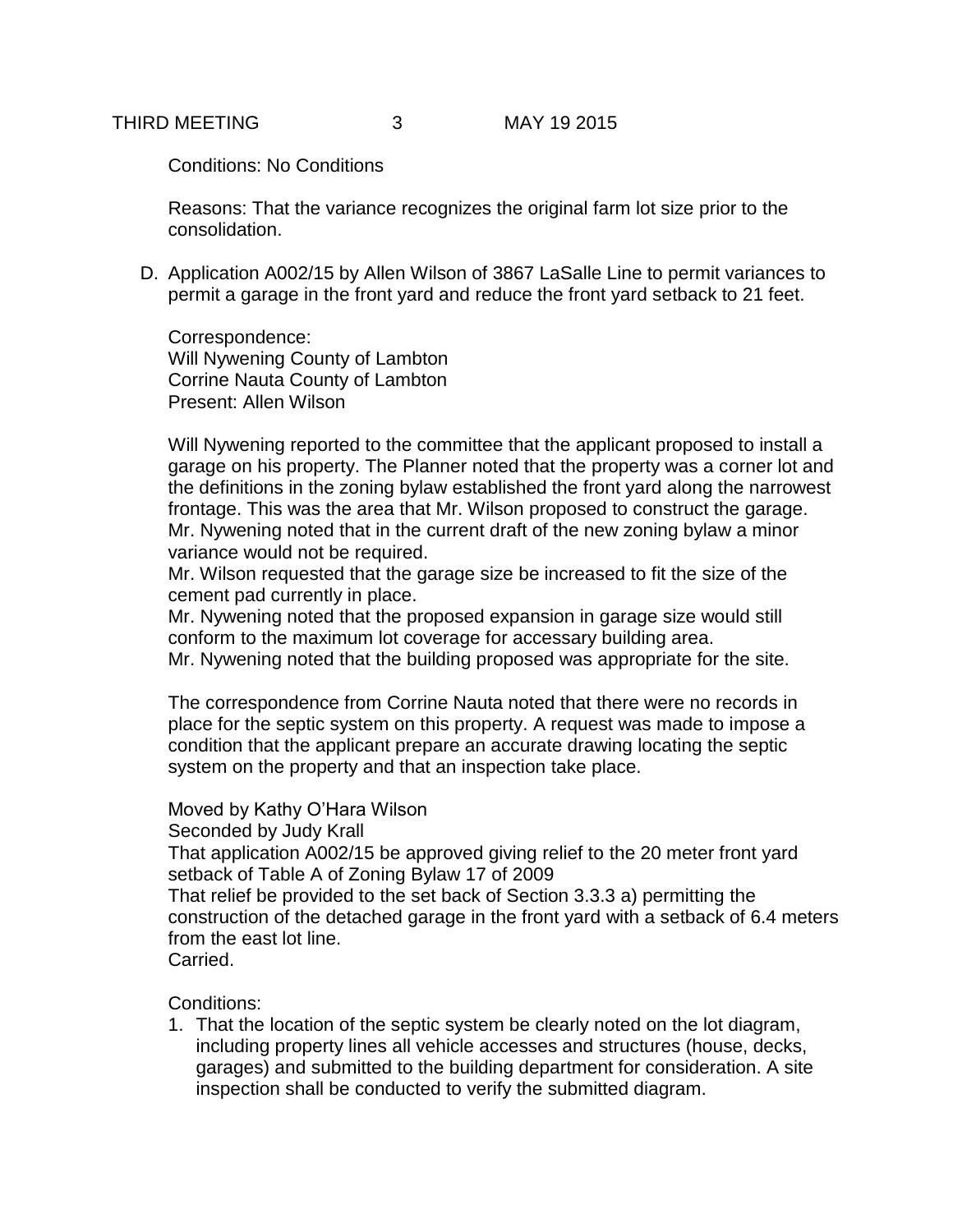Conditions: No Conditions

Reasons: That the variance recognizes the original farm lot size prior to the consolidation.

D. Application A002/15 by Allen Wilson of 3867 LaSalle Line to permit variances to permit a garage in the front yard and reduce the front yard setback to 21 feet.

   Correspondence:
   Will Nywening County of Lambton
   Corrine Nauta County of Lambton
   Present: Allen Wilson

   Will Nywening reported to the committee that the applicant proposed to install a garage on his property. The Planner noted that the property was a corner lot and the definitions in the zoning bylaw established the front yard along the narrowest frontage. This was the area that Mr. Wilson proposed to construct the garage. Mr. Nywening noted that in the current draft of the new zoning bylaw a minor variance would not be required.
   Mr. Wilson requested that the garage size be increased to fit the size of the cement pad currently in place.
   Mr. Nywening noted that the proposed expansion in garage size would still conform to the maximum lot coverage for accessary building area.
   Mr. Nywening noted that the building proposed was appropriate for the site.

   The correspondence from Corrine Nauta noted that there were no records in place for the septic system on this property. A request was made to impose a condition that the applicant prepare an accurate drawing locating the septic system on the property and that an inspection take place.

   Moved by Kathy O'Hara Wilson
   Seconded by Judy Krall
   That application A002/15 be approved giving relief to the 20 meter front yard setback of Table A of Zoning Bylaw 17 of 2009
   That relief be provided to the set back of Section 3.3.3 a) permitting the construction of the detached garage in the front yard with a setback of 6.4 meters from the east lot line.
   Carried.

   Conditions:

   1. That the location of the septic system be clearly noted on the lot diagram, including property lines all vehicle accesses and structures (house, decks, garages) and submitted to the building department for consideration. A site inspection shall be conducted to verify the submitted diagram.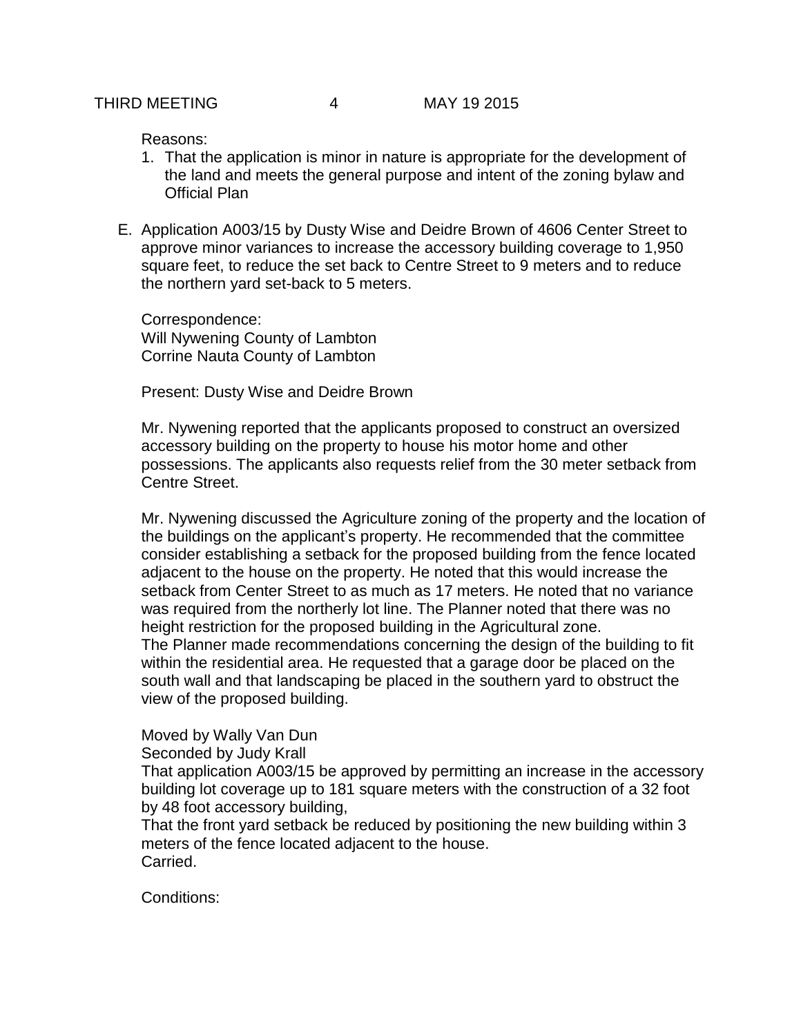Reasons:

1. That the application is minor in nature is appropriate for the development of the land and meets the general purpose and intent of the zoning bylaw and Official Plan

E. Application A003/15 by Dusty Wise and Deidre Brown of 4606 Center Street to approve minor variances to increase the accessory building coverage to 1,950 square feet, to reduce the set back to Centre Street to 9 meters and to reduce the northern yard set-back to 5 meters.

Correspondence:
Will Nywening County of Lambton
Corrine Nauta County of Lambton

Present: Dusty Wise and Deidre Brown

Mr. Nywening reported that the applicants proposed to construct an oversized accessory building on the property to house his motor home and other possessions. The applicants also requests relief from the 30 meter setback from Centre Street.

Mr. Nywening discussed the Agriculture zoning of the property and the location of the buildings on the applicant's property. He recommended that the committee consider establishing a setback for the proposed building from the fence located adjacent to the house on the property. He noted that this would increase the setback from Center Street to as much as 17 meters. He noted that no variance was required from the northerly lot line. The Planner noted that there was no height restriction for the proposed building in the Agricultural zone.
The Planner made recommendations concerning the design of the building to fit within the residential area. He requested that a garage door be placed on the south wall and that landscaping be placed in the southern yard to obstruct the view of the proposed building.

Moved by Wally Van Dun
Seconded by Judy Krall
That application A003/15 be approved by permitting an increase in the accessory building lot coverage up to 181 square meters with the construction of a 32 foot by 48 foot accessory building,
That the front yard setback be reduced by positioning the new building within 3 meters of the fence located adjacent to the house.
Carried.

Conditions: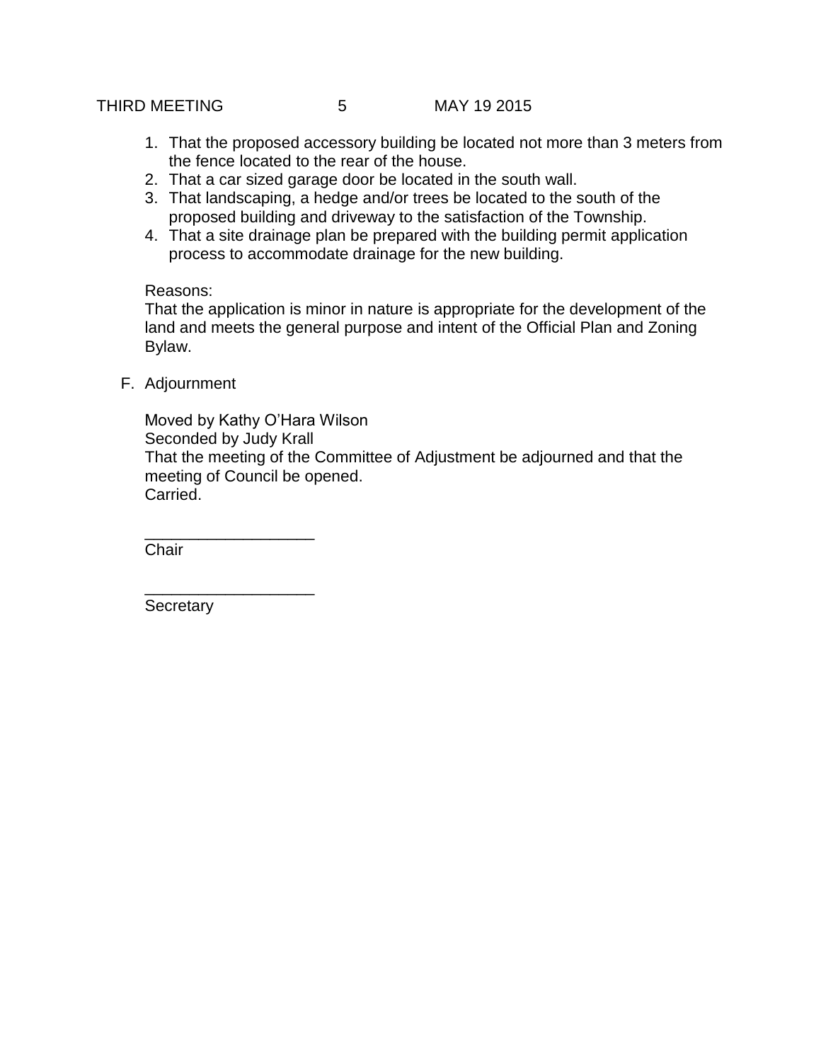1. That the proposed accessory building be located not more than 3 meters from the fence located to the rear of the house.
2. That a car sized garage door be located in the south wall.
3. That landscaping, a hedge and/or trees be located to the south of the proposed building and driveway to the satisfaction of the Township.
4. That a site drainage plan be prepared with the building permit application process to accommodate drainage for the new building.

Reasons:
That the application is minor in nature is appropriate for the development of the land and meets the general purpose and intent of the Official Plan and Zoning Bylaw.

F. Adjournment

Moved by Kathy O'Hara Wilson
Seconded by Judy Krall
That the meeting of the Committee of Adjustment be adjourned and that the meeting of Council be opened.
Carried.

___________________
Chair

___________________
Secretary